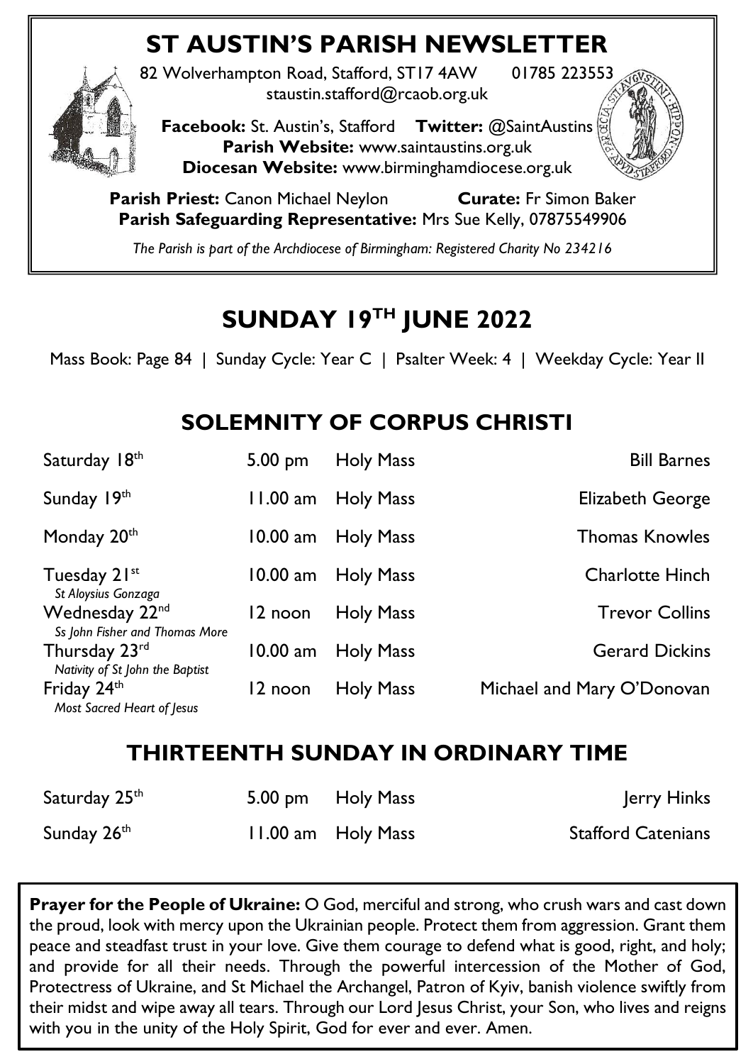# ST AUSTIN'S PARISH NEWSLETTER

82 Wolverhampton Road, Stafford, ST17 4AW     01785 223553
staustin.stafford@rcaob.org.uk

**Facebook:** St. Austin's, Stafford   **Twitter:** @SaintAustins
**Parish Website:** www.saintaustins.org.uk
**Diocesan Website:** www.birminghamdiocese.org.uk

**Parish Priest:** Canon Michael Neylon     **Curate:** Fr Simon Baker
**Parish Safeguarding Representative:** Mrs Sue Kelly, 07875549906

*The Parish is part of the Archdiocese of Birmingham: Registered Charity No 234216*

# SUNDAY 19TH JUNE 2022

Mass Book: Page 84 | Sunday Cycle: Year C | Psalter Week: 4 | Weekday Cycle: Year II

## SOLEMNITY OF CORPUS CHRISTI

| | | | |
|---|---|---|---|
| Saturday 18th | 5.00 pm | Holy Mass | Bill Barnes |
| Sunday 19th | 11.00 am | Holy Mass | Elizabeth George |
| Monday 20th | 10.00 am | Holy Mass | Thomas Knowles |
| Tuesday 21st *St Aloysius Gonzaga* | 10.00 am | Holy Mass | Charlotte Hinch |
| Wednesday 22nd *Ss John Fisher and Thomas More* | 12 noon | Holy Mass | Trevor Collins |
| Thursday 23rd *Nativity of St John the Baptist* | 10.00 am | Holy Mass | Gerard Dickins |
| Friday 24th *Most Sacred Heart of Jesus* | 12 noon | Holy Mass | Michael and Mary O'Donovan |

## THIRTEENTH SUNDAY IN ORDINARY TIME

| | | | |
|---|---|---|---|
| Saturday 25th | 5.00 pm | Holy Mass | Jerry Hinks |
| Sunday 26th | 11.00 am | Holy Mass | Stafford Catenians |

**Prayer for the People of Ukraine:** O God, merciful and strong, who crush wars and cast down the proud, look with mercy upon the Ukrainian people. Protect them from aggression. Grant them peace and steadfast trust in your love. Give them courage to defend what is good, right, and holy; and provide for all their needs. Through the powerful intercession of the Mother of God, Protectress of Ukraine, and St Michael the Archangel, Patron of Kyiv, banish violence swiftly from their midst and wipe away all tears. Through our Lord Jesus Christ, your Son, who lives and reigns with you in the unity of the Holy Spirit, God for ever and ever. Amen.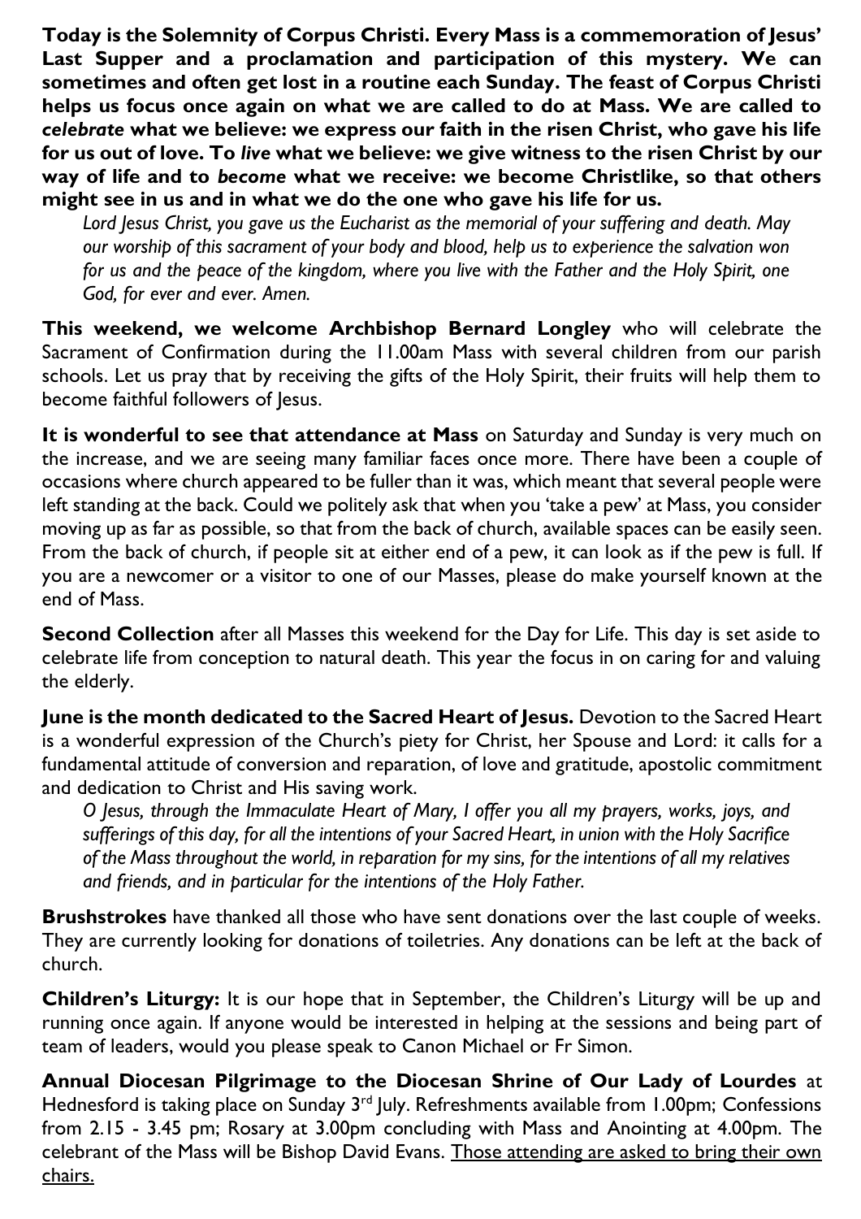**Today is the Solemnity of Corpus Christi. Every Mass is a commemoration of Jesus' Last Supper and a proclamation and participation of this mystery. We can sometimes and often get lost in a routine each Sunday. The feast of Corpus Christi helps us focus once again on what we are called to do at Mass. We are called to *celebrate* what we believe: we express our faith in the risen Christ, who gave his life for us out of love. To *live* what we believe: we give witness to the risen Christ by our way of life and to *become* what we receive: we become Christlike, so that others might see in us and in what we do the one who gave his life for us.**

*Lord Jesus Christ, you gave us the Eucharist as the memorial of your suffering and death. May our worship of this sacrament of your body and blood, help us to experience the salvation won for us and the peace of the kingdom, where you live with the Father and the Holy Spirit, one God, for ever and ever. Amen.*

**This weekend, we welcome Archbishop Bernard Longley** who will celebrate the Sacrament of Confirmation during the 11.00am Mass with several children from our parish schools. Let us pray that by receiving the gifts of the Holy Spirit, their fruits will help them to become faithful followers of Jesus.

**It is wonderful to see that attendance at Mass** on Saturday and Sunday is very much on the increase, and we are seeing many familiar faces once more. There have been a couple of occasions where church appeared to be fuller than it was, which meant that several people were left standing at the back. Could we politely ask that when you 'take a pew' at Mass, you consider moving up as far as possible, so that from the back of church, available spaces can be easily seen. From the back of church, if people sit at either end of a pew, it can look as if the pew is full. If you are a newcomer or a visitor to one of our Masses, please do make yourself known at the end of Mass.

**Second Collection** after all Masses this weekend for the Day for Life. This day is set aside to celebrate life from conception to natural death. This year the focus in on caring for and valuing the elderly.

**June is the month dedicated to the Sacred Heart of Jesus.** Devotion to the Sacred Heart is a wonderful expression of the Church's piety for Christ, her Spouse and Lord: it calls for a fundamental attitude of conversion and reparation, of love and gratitude, apostolic commitment and dedication to Christ and His saving work.

*O Jesus, through the Immaculate Heart of Mary, I offer you all my prayers, works, joys, and sufferings of this day, for all the intentions of your Sacred Heart, in union with the Holy Sacrifice of the Mass throughout the world, in reparation for my sins, for the intentions of all my relatives and friends, and in particular for the intentions of the Holy Father.*

**Brushstrokes** have thanked all those who have sent donations over the last couple of weeks. They are currently looking for donations of toiletries. Any donations can be left at the back of church.

**Children's Liturgy:** It is our hope that in September, the Children's Liturgy will be up and running once again. If anyone would be interested in helping at the sessions and being part of team of leaders, would you please speak to Canon Michael or Fr Simon.

**Annual Diocesan Pilgrimage to the Diocesan Shrine of Our Lady of Lourdes** at Hednesford is taking place on Sunday 3rd July. Refreshments available from 1.00pm; Confessions from 2.15 - 3.45 pm; Rosary at 3.00pm concluding with Mass and Anointing at 4.00pm. The celebrant of the Mass will be Bishop David Evans. <u>Those attending are asked to bring their own chairs.</u>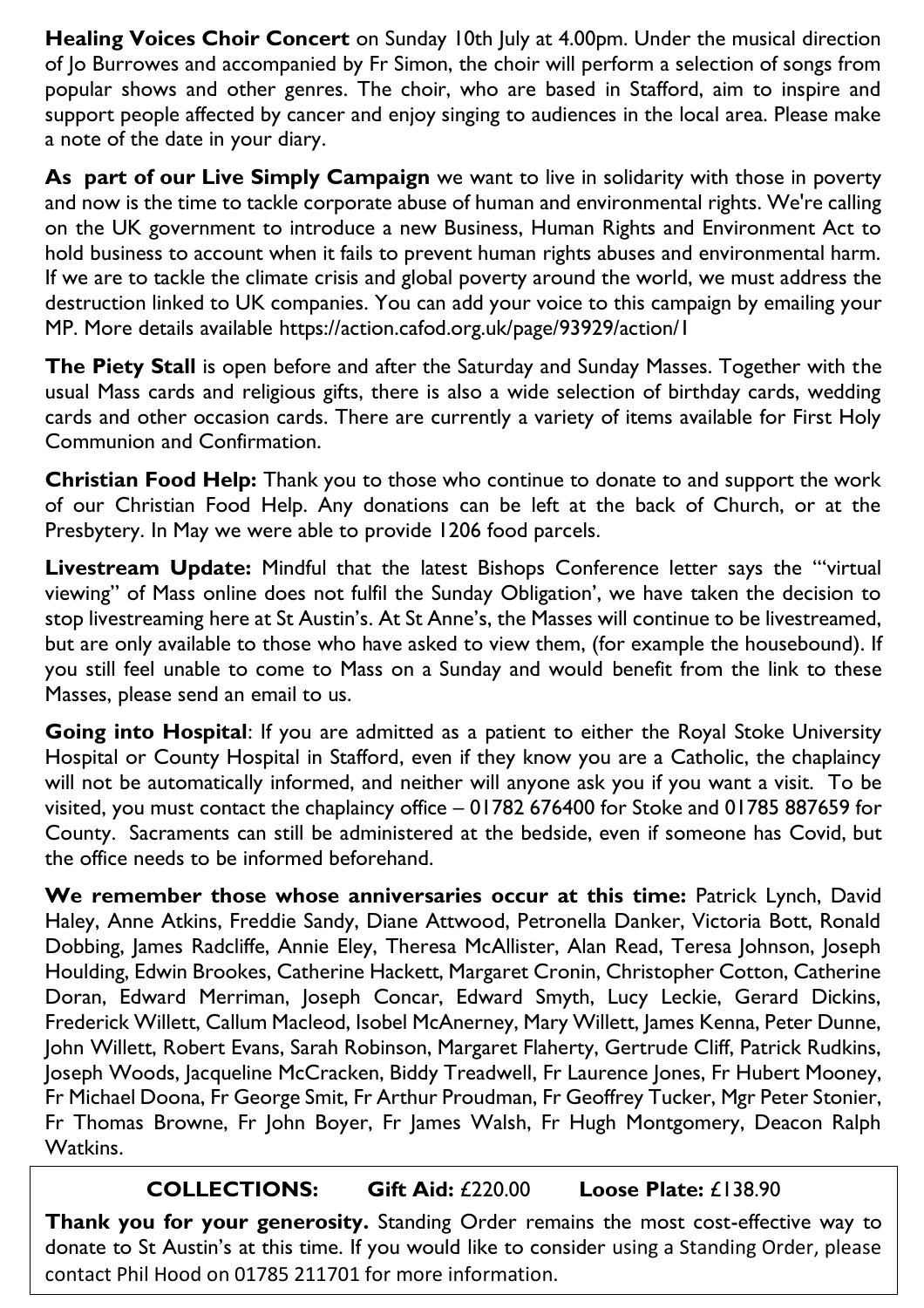**Healing Voices Choir Concert** on Sunday 10th July at 4.00pm. Under the musical direction of Jo Burrowes and accompanied by Fr Simon, the choir will perform a selection of songs from popular shows and other genres. The choir, who are based in Stafford, aim to inspire and support people affected by cancer and enjoy singing to audiences in the local area. Please make a note of the date in your diary.

**As part of our Live Simply Campaign** we want to live in solidarity with those in poverty and now is the time to tackle corporate abuse of human and environmental rights. We're calling on the UK government to introduce a new Business, Human Rights and Environment Act to hold business to account when it fails to prevent human rights abuses and environmental harm. If we are to tackle the climate crisis and global poverty around the world, we must address the destruction linked to UK companies. You can add your voice to this campaign by emailing your MP. More details available https://action.cafod.org.uk/page/93929/action/1

**The Piety Stall** is open before and after the Saturday and Sunday Masses. Together with the usual Mass cards and religious gifts, there is also a wide selection of birthday cards, wedding cards and other occasion cards. There are currently a variety of items available for First Holy Communion and Confirmation.

**Christian Food Help:** Thank you to those who continue to donate to and support the work of our Christian Food Help. Any donations can be left at the back of Church, or at the Presbytery. In May we were able to provide 1206 food parcels.

**Livestream Update:** Mindful that the latest Bishops Conference letter says the '"virtual viewing" of Mass online does not fulfil the Sunday Obligation', we have taken the decision to stop livestreaming here at St Austin's. At St Anne's, the Masses will continue to be livestreamed, but are only available to those who have asked to view them, (for example the housebound). If you still feel unable to come to Mass on a Sunday and would benefit from the link to these Masses, please send an email to us.

**Going into Hospital**: If you are admitted as a patient to either the Royal Stoke University Hospital or County Hospital in Stafford, even if they know you are a Catholic, the chaplaincy will not be automatically informed, and neither will anyone ask you if you want a visit. To be visited, you must contact the chaplaincy office – 01782 676400 for Stoke and 01785 887659 for County. Sacraments can still be administered at the bedside, even if someone has Covid, but the office needs to be informed beforehand.

**We remember those whose anniversaries occur at this time:** Patrick Lynch, David Haley, Anne Atkins, Freddie Sandy, Diane Attwood, Petronella Danker, Victoria Bott, Ronald Dobbing, James Radcliffe, Annie Eley, Theresa McAllister, Alan Read, Teresa Johnson, Joseph Houlding, Edwin Brookes, Catherine Hackett, Margaret Cronin, Christopher Cotton, Catherine Doran, Edward Merriman, Joseph Concar, Edward Smyth, Lucy Leckie, Gerard Dickins, Frederick Willett, Callum Macleod, Isobel McAnerney, Mary Willett, James Kenna, Peter Dunne, John Willett, Robert Evans, Sarah Robinson, Margaret Flaherty, Gertrude Cliff, Patrick Rudkins, Joseph Woods, Jacqueline McCracken, Biddy Treadwell, Fr Laurence Jones, Fr Hubert Mooney, Fr Michael Doona, Fr George Smit, Fr Arthur Proudman, Fr Geoffrey Tucker, Mgr Peter Stonier, Fr Thomas Browne, Fr John Boyer, Fr James Walsh, Fr Hugh Montgomery, Deacon Ralph Watkins.

**COLLECTIONS:** **Gift Aid:** £220.00 **Loose Plate:** £138.90

**Thank you for your generosity.** Standing Order remains the most cost-effective way to donate to St Austin's at this time. If you would like to consider using a Standing Order, please contact Phil Hood on 01785 211701 for more information.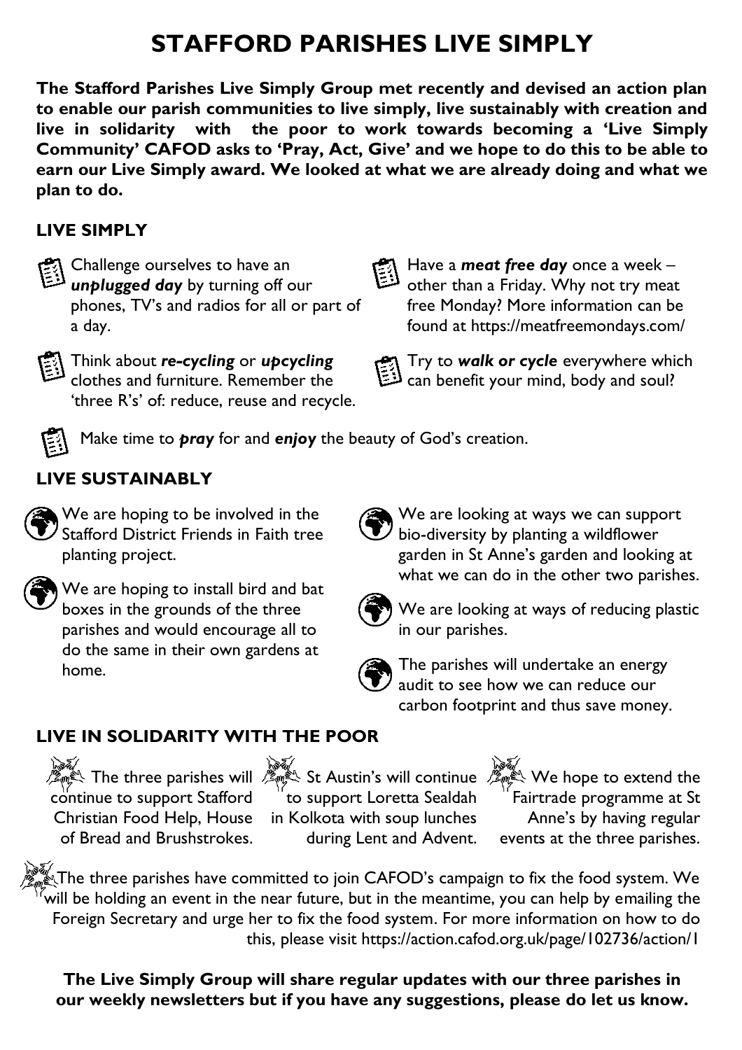# STAFFORD PARISHES LIVE SIMPLY

**The Stafford Parishes Live Simply Group met recently and devised an action plan to enable our parish communities to live simply, live sustainably with creation and live in solidarity with the poor to work towards becoming a 'Live Simply Community' CAFOD asks to 'Pray, Act, Give' and we hope to do this to be able to earn our Live Simply award. We looked at what we are already doing and what we plan to do.**

## LIVE SIMPLY

- Challenge ourselves to have an ***unplugged day*** by turning off our phones, TV's and radios for all or part of a day.
- Think about ***re-cycling*** or ***upcycling*** clothes and furniture. Remember the 'three R's' of: reduce, reuse and recycle.
- Have a ***meat free day*** once a week – other than a Friday. Why not try meat free Monday? More information can be found at https://meatfreemondays.com/
- Try to ***walk or cycle*** everywhere which can benefit your mind, body and soul?
- Make time to ***pray*** for and ***enjoy*** the beauty of God's creation.

## LIVE SUSTAINABLY

- We are hoping to be involved in the Stafford District Friends in Faith tree planting project.
- We are hoping to install bird and bat boxes in the grounds of the three parishes and would encourage all to do the same in their own gardens at home.
- We are looking at ways we can support bio-diversity by planting a wildflower garden in St Anne's garden and looking at what we can do in the other two parishes.
- We are looking at ways of reducing plastic in our parishes.
- The parishes will undertake an energy audit to see how we can reduce our carbon footprint and thus save money.

## LIVE IN SOLIDARITY WITH THE POOR

- The three parishes will continue to support Stafford Christian Food Help, House of Bread and Brushstrokes.
- St Austin's will continue to support Loretta Sealdah in Kolkota with soup lunches during Lent and Advent.
- We hope to extend the Fairtrade programme at St Anne's by having regular events at the three parishes.
- The three parishes have committed to join CAFOD's campaign to fix the food system. We will be holding an event in the near future, but in the meantime, you can help by emailing the Foreign Secretary and urge her to fix the food system. For more information on how to do this, please visit https://action.cafod.org.uk/page/102736/action/1

**The Live Simply Group will share regular updates with our three parishes in our weekly newsletters but if you have any suggestions, please do let us know.**